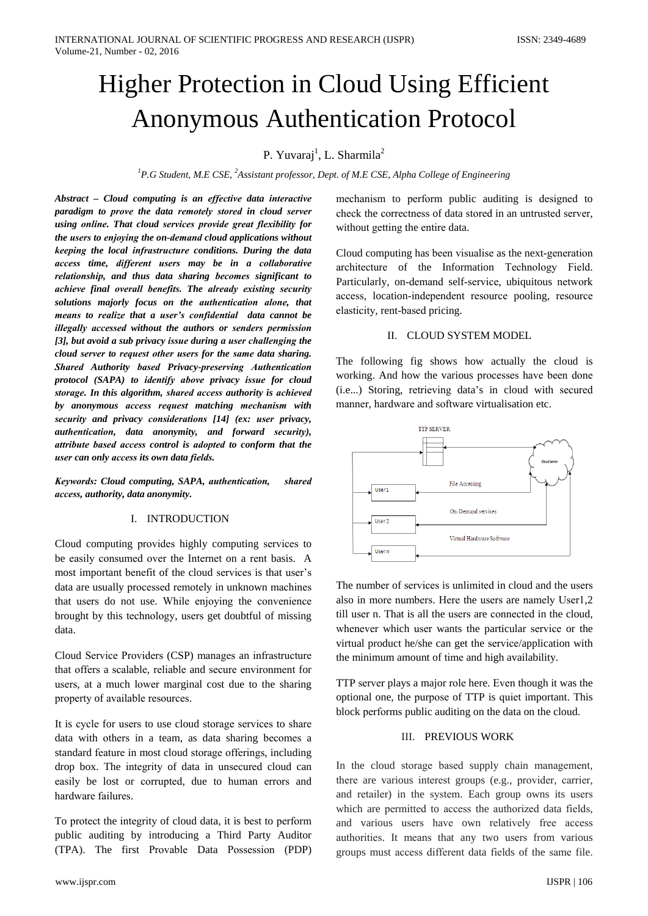# Higher Protection in Cloud Using Efficient Anonymous Authentication Protocol

P. Yuvaraj[1], L. Sharmila[2]

[1]*P.G Student, M.E CSE,* [2]*Assistant professor, Dept. of M.E CSE, Alpha College of Engineering*

***Abstract – Cloud computing is an effective data interactive paradigm to prove the data remotely stored in cloud server using online. That cloud services provide great flexibility for the users to enjoying the on-demand cloud applications without keeping the local infrastructure conditions. During the data access time, different users may be in a collaborative relationship, and thus data sharing becomes significant to achieve final overall benefits. The already existing security solutions majorly focus on the authentication alone, that means to realize that a user's confidential data cannot be illegally accessed without the authors or senders permission [3], but avoid a sub privacy issue during a user challenging the cloud server to request other users for the same data sharing. Shared Authority based Privacy-preserving Authentication protocol (SAPA) to identify above privacy issue for cloud storage. In this algorithm, shared access authority is achieved by anonymous access request matching mechanism with security and privacy considerations [14] (ex: user privacy, authentication, data anonymity, and forward security), attribute based access control is adopted to conform that the user can only access its own data fields.***

***Keywords: Cloud computing, SAPA, authentication, shared access, authority, data anonymity.***

## I. INTRODUCTION

Cloud computing provides highly computing services to be easily consumed over the Internet on a rent basis. A most important benefit of the cloud services is that user's data are usually processed remotely in unknown machines that users do not use. While enjoying the convenience brought by this technology, users get doubtful of missing data.

Cloud Service Providers (CSP) manages an infrastructure that offers a scalable, reliable and secure environment for users, at a much lower marginal cost due to the sharing property of available resources.

It is cycle for users to use cloud storage services to share data with others in a team, as data sharing becomes a standard feature in most cloud storage offerings, including drop box. The integrity of data in unsecured cloud can easily be lost or corrupted, due to human errors and hardware failures.

To protect the integrity of cloud data, it is best to perform public auditing by introducing a Third Party Auditor (TPA). The first Provable Data Possession (PDP) mechanism to perform public auditing is designed to check the correctness of data stored in an untrusted server, without getting the entire data.

Cloud computing has been visualise as the next-generation architecture of the Information Technology Field. Particularly, on-demand self-service, ubiquitous network access, location-independent resource pooling, resource elasticity, rent-based pricing.

## II. CLOUD SYSTEM MODEL

The following fig shows how actually the cloud is working. And how the various processes have been done (i.e...) Storing, retrieving data's in cloud with secured manner, hardware and software virtualisation etc.

The number of services is unlimited in cloud and the users also in more numbers. Here the users are namely User1,2 till user n. That is all the users are connected in the cloud, whenever which user wants the particular service or the virtual product he/she can get the service/application with the minimum amount of time and high availability.

TTP server plays a major role here. Even though it was the optional one, the purpose of TTP is quiet important. This block performs public auditing on the data on the cloud.

## III. PREVIOUS WORK

In the cloud storage based supply chain management, there are various interest groups (e.g., provider, carrier, and retailer) in the system. Each group owns its users which are permitted to access the authorized data fields, and various users have own relatively free access authorities. It means that any two users from various groups must access different data fields of the same file.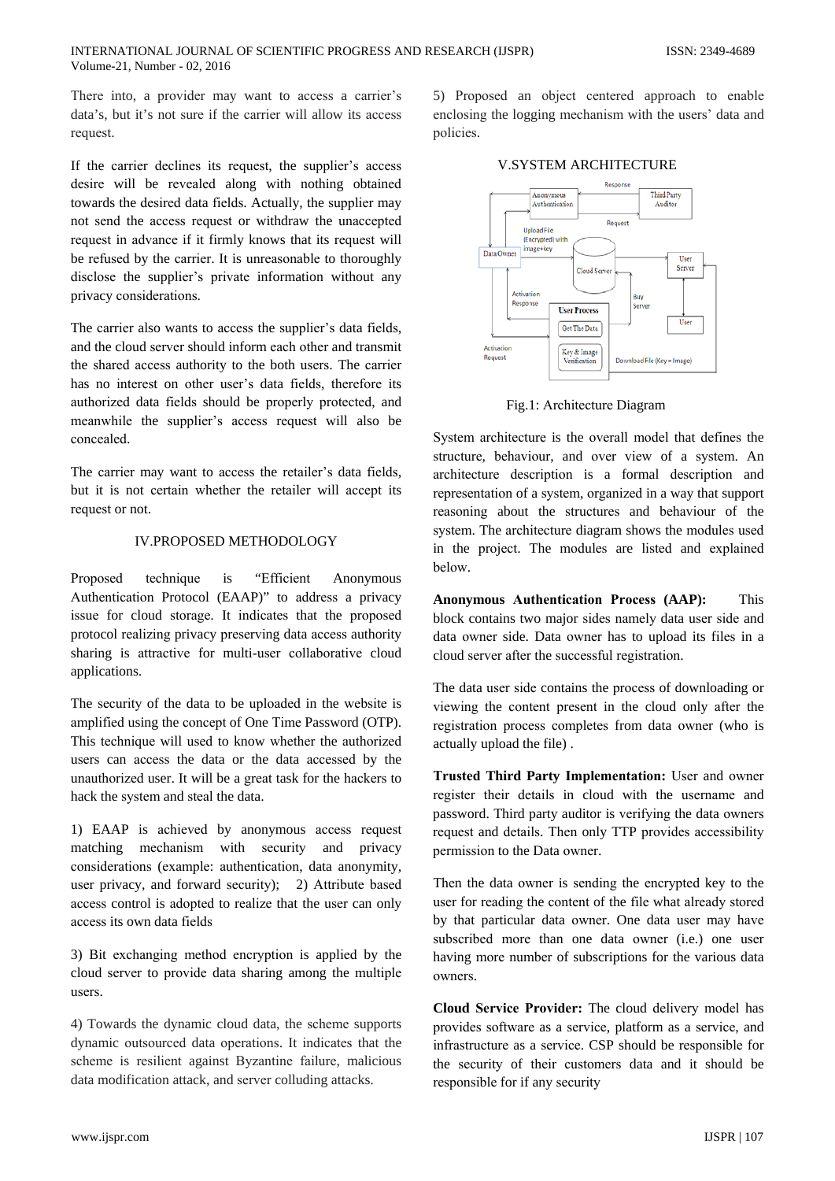There into, a provider may want to access a carrier's data's, but it's not sure if the carrier will allow its access request.

If the carrier declines its request, the supplier's access desire will be revealed along with nothing obtained towards the desired data fields. Actually, the supplier may not send the access request or withdraw the unaccepted request in advance if it firmly knows that its request will be refused by the carrier. It is unreasonable to thoroughly disclose the supplier's private information without any privacy considerations.

The carrier also wants to access the supplier's data fields, and the cloud server should inform each other and transmit the shared access authority to the both users. The carrier has no interest on other user's data fields, therefore its authorized data fields should be properly protected, and meanwhile the supplier's access request will also be concealed.

The carrier may want to access the retailer's data fields, but it is not certain whether the retailer will accept its request or not.

## IV.PROPOSED METHODOLOGY

Proposed technique is "Efficient Anonymous Authentication Protocol (EAAP)" to address a privacy issue for cloud storage. It indicates that the proposed protocol realizing privacy preserving data access authority sharing is attractive for multi-user collaborative cloud applications.

The security of the data to be uploaded in the website is amplified using the concept of One Time Password (OTP). This technique will used to know whether the authorized users can access the data or the data accessed by the unauthorized user. It will be a great task for the hackers to hack the system and steal the data.

1) EAAP is achieved by anonymous access request matching mechanism with security and privacy considerations (example: authentication, data anonymity, user privacy, and forward security); 2) Attribute based access control is adopted to realize that the user can only access its own data fields

3) Bit exchanging method encryption is applied by the cloud server to provide data sharing among the multiple users.

4) Towards the dynamic cloud data, the scheme supports dynamic outsourced data operations. It indicates that the scheme is resilient against Byzantine failure, malicious data modification attack, and server colluding attacks.

5) Proposed an object centered approach to enable enclosing the logging mechanism with the users' data and policies.

## V.SYSTEM ARCHITECTURE

Fig.1: Architecture Diagram

System architecture is the overall model that defines the structure, behaviour, and over view of a system. An architecture description is a formal description and representation of a system, organized in a way that support reasoning about the structures and behaviour of the system. The architecture diagram shows the modules used in the project. The modules are listed and explained below.

**Anonymous Authentication Process (AAP):** This block contains two major sides namely data user side and data owner side. Data owner has to upload its files in a cloud server after the successful registration.

The data user side contains the process of downloading or viewing the content present in the cloud only after the registration process completes from data owner (who is actually upload the file) .

**Trusted Third Party Implementation:** User and owner register their details in cloud with the username and password. Third party auditor is verifying the data owners request and details. Then only TTP provides accessibility permission to the Data owner.

Then the data owner is sending the encrypted key to the user for reading the content of the file what already stored by that particular data owner. One data user may have subscribed more than one data owner (i.e.) one user having more number of subscriptions for the various data owners.

**Cloud Service Provider:** The cloud delivery model has provides software as a service, platform as a service, and infrastructure as a service. CSP should be responsible for the security of their customers data and it should be responsible for if any security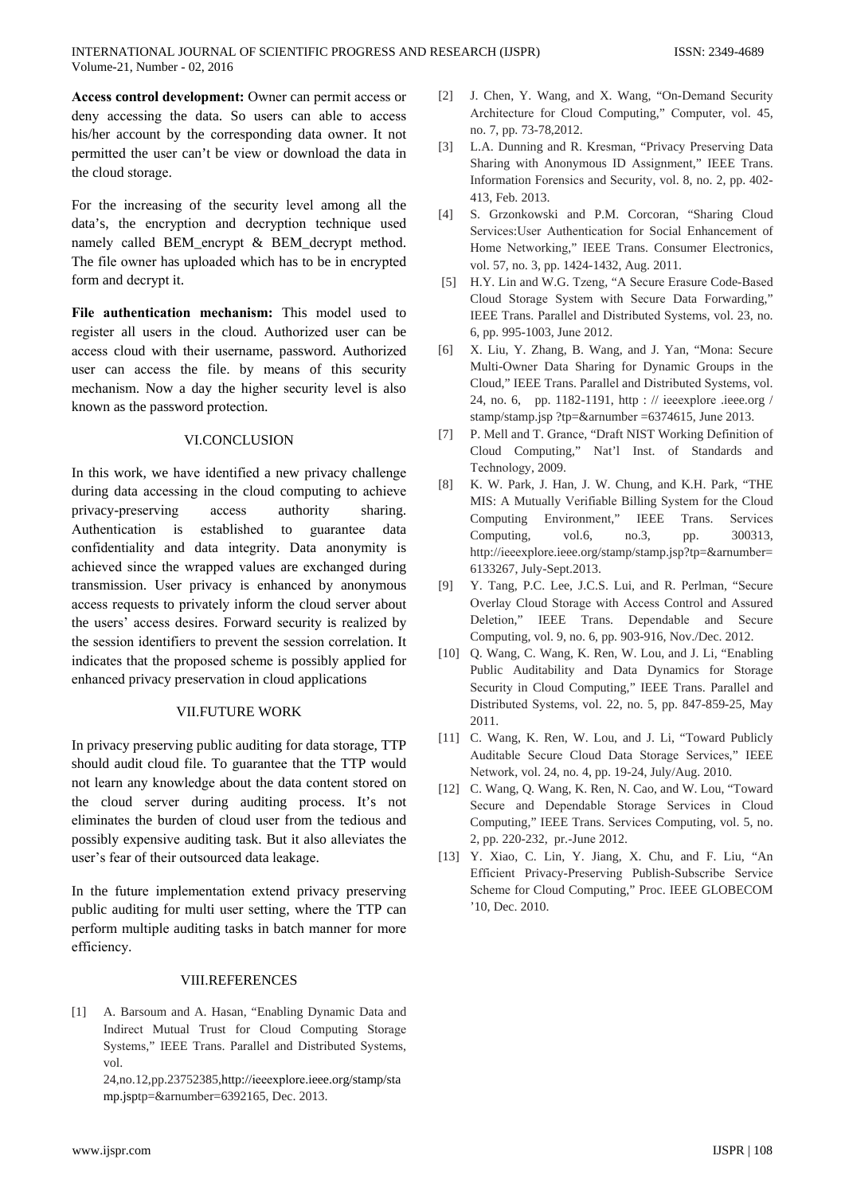**Access control development:** Owner can permit access or deny accessing the data. So users can able to access his/her account by the corresponding data owner. It not permitted the user can't be view or download the data in the cloud storage.

For the increasing of the security level among all the data's, the encryption and decryption technique used namely called BEM_encrypt & BEM_decrypt method. The file owner has uploaded which has to be in encrypted form and decrypt it.

**File authentication mechanism:** This model used to register all users in the cloud. Authorized user can be access cloud with their username, password. Authorized user can access the file. by means of this security mechanism. Now a day the higher security level is also known as the password protection.

## VI.CONCLUSION

In this work, we have identified a new privacy challenge during data accessing in the cloud computing to achieve privacy-preserving access authority sharing. Authentication is established to guarantee data confidentiality and data integrity. Data anonymity is achieved since the wrapped values are exchanged during transmission. User privacy is enhanced by anonymous access requests to privately inform the cloud server about the users' access desires. Forward security is realized by the session identifiers to prevent the session correlation. It indicates that the proposed scheme is possibly applied for enhanced privacy preservation in cloud applications

## VII.FUTURE WORK

In privacy preserving public auditing for data storage, TTP should audit cloud file. To guarantee that the TTP would not learn any knowledge about the data content stored on the cloud server during auditing process. It's not eliminates the burden of cloud user from the tedious and possibly expensive auditing task. But it also alleviates the user's fear of their outsourced data leakage.

In the future implementation extend privacy preserving public auditing for multi user setting, where the TTP can perform multiple auditing tasks in batch manner for more efficiency.

## VIII.REFERENCES

[1] A. Barsoum and A. Hasan, "Enabling Dynamic Data and Indirect Mutual Trust for Cloud Computing Storage Systems," IEEE Trans. Parallel and Distributed Systems, vol. 24,no.12,pp.23752385,http://ieeexplore.ieee.org/stamp/stamp.jsptp=&arnumber=6392165, Dec. 2013.

[2] J. Chen, Y. Wang, and X. Wang, "On-Demand Security Architecture for Cloud Computing," Computer, vol. 45, no. 7, pp. 73-78,2012.

[3] L.A. Dunning and R. Kresman, "Privacy Preserving Data Sharing with Anonymous ID Assignment," IEEE Trans. Information Forensics and Security, vol. 8, no. 2, pp. 402-413, Feb. 2013.

[4] S. Grzonkowski and P.M. Corcoran, "Sharing Cloud Services:User Authentication for Social Enhancement of Home Networking," IEEE Trans. Consumer Electronics, vol. 57, no. 3, pp. 1424-1432, Aug. 2011.

[5] H.Y. Lin and W.G. Tzeng, "A Secure Erasure Code-Based Cloud Storage System with Secure Data Forwarding," IEEE Trans. Parallel and Distributed Systems, vol. 23, no. 6, pp. 995-1003, June 2012.

[6] X. Liu, Y. Zhang, B. Wang, and J. Yan, "Mona: Secure Multi-Owner Data Sharing for Dynamic Groups in the Cloud," IEEE Trans. Parallel and Distributed Systems, vol. 24, no. 6, pp. 1182-1191, http : // ieeexplore .ieee.org / stamp/stamp.jsp ?tp=&arnumber =6374615, June 2013.

[7] P. Mell and T. Grance, "Draft NIST Working Definition of Cloud Computing," Nat'l Inst. of Standards and Technology, 2009.

[8] K. W. Park, J. Han, J. W. Chung, and K.H. Park, "THE MIS: A Mutually Verifiable Billing System for the Cloud Computing Environment," IEEE Trans. Services Computing, vol.6, no.3, pp. 300313, http://ieeexplore.ieee.org/stamp/stamp.jsp?tp=&arnumber=6133267, July-Sept.2013.

[9] Y. Tang, P.C. Lee, J.C.S. Lui, and R. Perlman, "Secure Overlay Cloud Storage with Access Control and Assured Deletion," IEEE Trans. Dependable and Secure Computing, vol. 9, no. 6, pp. 903-916, Nov./Dec. 2012.

[10] Q. Wang, C. Wang, K. Ren, W. Lou, and J. Li, "Enabling Public Auditability and Data Dynamics for Storage Security in Cloud Computing," IEEE Trans. Parallel and Distributed Systems, vol. 22, no. 5, pp. 847-859-25, May 2011.

[11] C. Wang, K. Ren, W. Lou, and J. Li, "Toward Publicly Auditable Secure Cloud Data Storage Services," IEEE Network, vol. 24, no. 4, pp. 19-24, July/Aug. 2010.

[12] C. Wang, Q. Wang, K. Ren, N. Cao, and W. Lou, "Toward Secure and Dependable Storage Services in Cloud Computing," IEEE Trans. Services Computing, vol. 5, no. 2, pp. 220-232, pr.-June 2012.

[13] Y. Xiao, C. Lin, Y. Jiang, X. Chu, and F. Liu, "An Efficient Privacy-Preserving Publish-Subscribe Service Scheme for Cloud Computing," Proc. IEEE GLOBECOM '10, Dec. 2010.